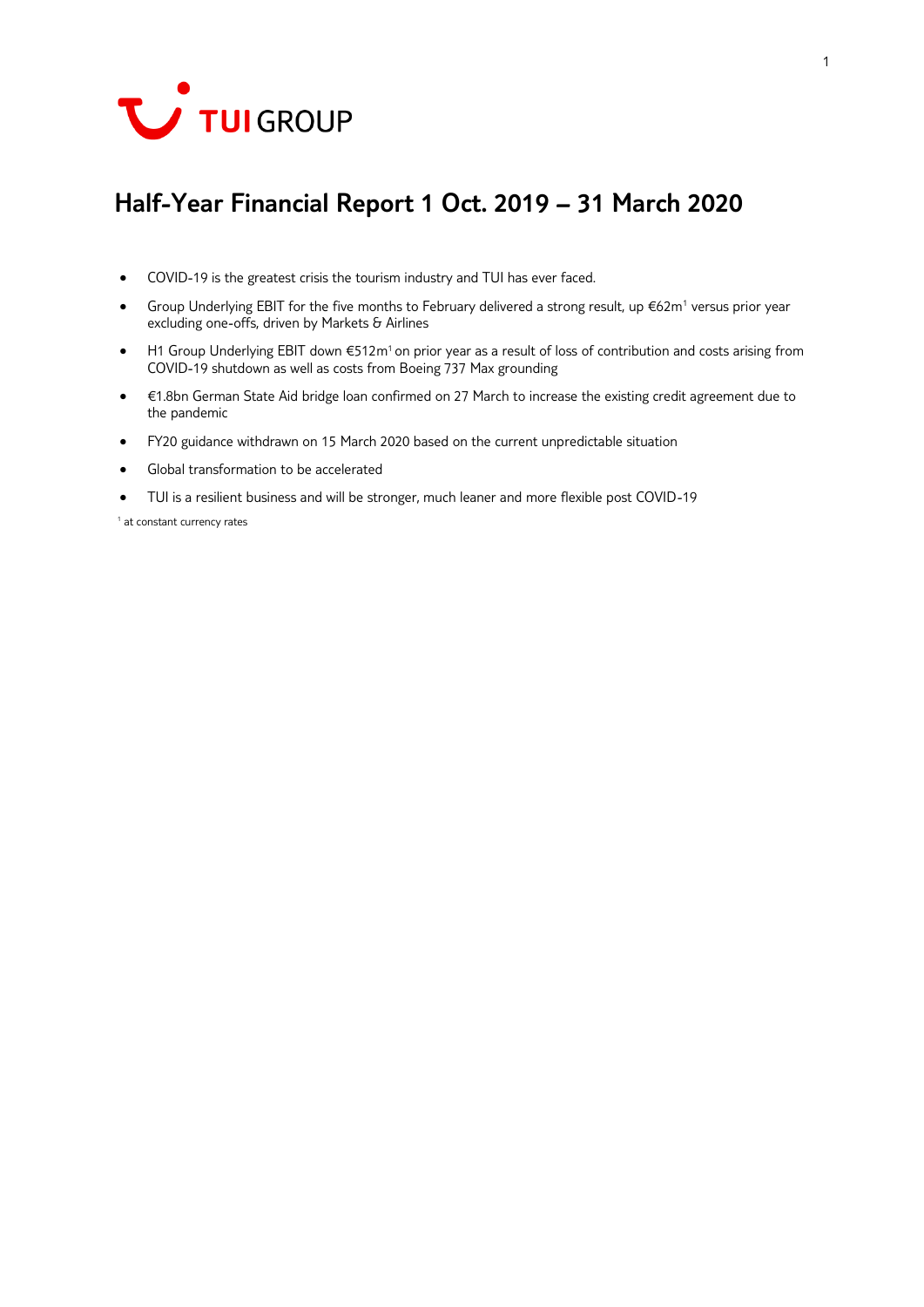TUI GROUP

# Half-Year Financial Report 1 Oct. 2019 – 31 March 2020

- COVID-19 is the greatest crisis the tourism industry and TUI has ever faced.
- Group Underlying EBIT for the five months to February delivered a strong result, up €62m[1] versus prior year excluding one-offs, driven by Markets & Airlines
- H1 Group Underlying EBIT down €512m[1] on prior year as a result of loss of contribution and costs arising from COVID-19 shutdown as well as costs from Boeing 737 Max grounding
- €1.8bn German State Aid bridge loan confirmed on 27 March to increase the existing credit agreement due to the pandemic
- FY20 guidance withdrawn on 15 March 2020 based on the current unpredictable situation
- Global transformation to be accelerated
- TUI is a resilient business and will be stronger, much leaner and more flexible post COVID-19

[1] at constant currency rates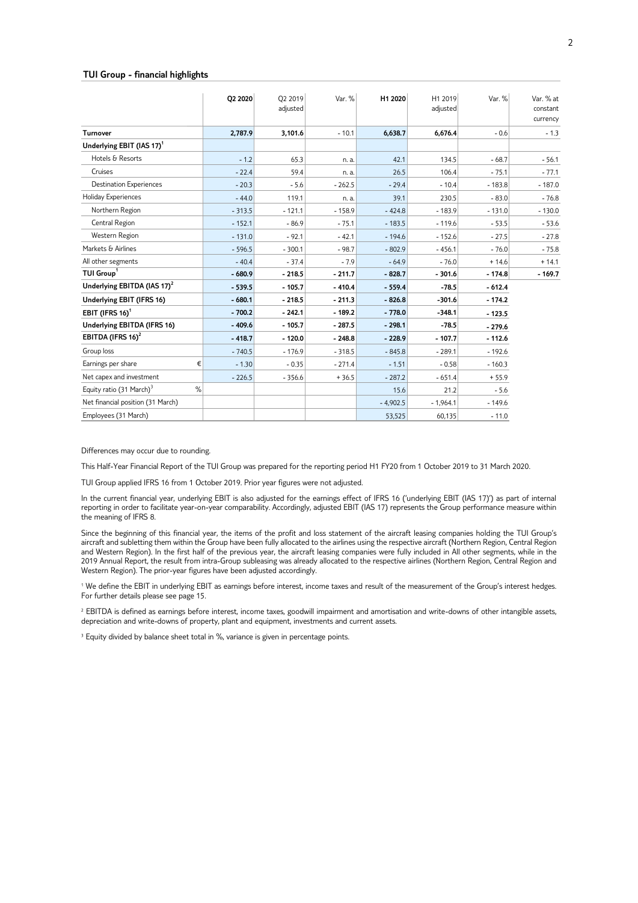### TUI Group - financial highlights

| | Q2 2020 | Q2 2019 adjusted | Var. % | H1 2020 | H1 2019 adjusted | Var. % | Var. % at constant currency |
|---|---|---|---|---|---|---|---|
| **Turnover** | **2,787.9** | **3,101.6** | - 10.1 | **6,638.7** | **6,676.4** | - 0.6 | - 1.3 |
| **Underlying EBIT (IAS 17)**[1] | | | | | | | |
| Hotels & Resorts | - 1.2 | 65.3 | n. a. | 42.1 | 134.5 | - 68.7 | - 56.1 |
| Cruises | - 22.4 | 59.4 | n. a. | 26.5 | 106.4 | - 75.1 | - 77.1 |
| Destination Experiences | - 20.3 | - 5.6 | - 262.5 | - 29.4 | - 10.4 | - 183.8 | - 187.0 |
| Holiday Experiences | - 44.0 | 119.1 | n. a. | 39.1 | 230.5 | - 83.0 | - 76.8 |
| Northern Region | - 313.5 | - 121.1 | - 158.9 | - 424.8 | - 183.9 | - 131.0 | - 130.0 |
| Central Region | - 152.1 | - 86.9 | - 75.1 | - 183.5 | - 119.6 | - 53.5 | - 53.6 |
| Western Region | - 131.0 | - 92.1 | - 42.1 | - 194.6 | - 152.6 | - 27.5 | - 27.8 |
| Markets & Airlines | - 596.5 | - 300.1 | - 98.7 | - 802.9 | - 456.1 | - 76.0 | - 75.8 |
| All other segments | - 40.4 | - 37.4 | - 7.9 | - 64.9 | - 76.0 | + 14.6 | + 14.1 |
| **TUI Group**[1] | **- 680.9** | **- 218.5** | **- 211.7** | **- 828.7** | **- 301.6** | **- 174.8** | **- 169.7** |
| **Underlying EBITDA (IAS 17)**[2] | **- 539.5** | **- 105.7** | **- 410.4** | **- 559.4** | **-78.5** | **- 612.4** | |
| **Underlying EBIT (IFRS 16)** | **- 680.1** | **- 218.5** | **- 211.3** | **- 826.8** | **-301.6** | **- 174.2** | |
| **EBIT (IFRS 16)**[1] | **- 700.2** | **- 242.1** | **- 189.2** | **- 778.0** | **-348.1** | **- 123.5** | |
| **Underlying EBITDA (IFRS 16)** | **- 409.6** | **- 105.7** | **- 287.5** | **- 298.1** | **-78.5** | **- 279.6** | |
| **EBITDA (IFRS 16)**[2] | **- 418.7** | **- 120.0** | **- 248.8** | **- 228.9** | **- 107.7** | **- 112.6** | |
| Group loss | - 740.5 | - 176.9 | - 318.5 | - 845.8 | - 289.1 | - 192.6 | |
| Earnings per share € | - 1.30 | - 0.35 | - 271.4 | - 1.51 | - 0.58 | - 160.3 | |
| Net capex and investment | - 226.5 | - 356.6 | + 36.5 | - 287.2 | - 651.4 | + 55.9 | |
| Equity ratio (31 March)[3] % | | | | 15.6 | 21.2 | - 5.6 | |
| Net financial position (31 March) | | | | - 4,902.5 | - 1,964.1 | - 149.6 | |
| Employees (31 March) | | | | 53,525 | 60,135 | - 11.0 | |

Differences may occur due to rounding.

This Half-Year Financial Report of the TUI Group was prepared for the reporting period H1 FY20 from 1 October 2019 to 31 March 2020.

TUI Group applied IFRS 16 from 1 October 2019. Prior year figures were not adjusted.

In the current financial year, underlying EBIT is also adjusted for the earnings effect of IFRS 16 ('underlying EBIT (IAS 17)') as part of internal reporting in order to facilitate year-on-year comparability. Accordingly, adjusted EBIT (IAS 17) represents the Group performance measure within the meaning of IFRS 8.

Since the beginning of this financial year, the items of the profit and loss statement of the aircraft leasing companies holding the TUI Group's aircraft and subletting them within the Group have been fully allocated to the airlines using the respective aircraft (Northern Region, Central Region and Western Region). In the first half of the previous year, the aircraft leasing companies were fully included in All other segments, while in the 2019 Annual Report, the result from intra-Group subleasing was already allocated to the respective airlines (Northern Region, Central Region and Western Region). The prior-year figures have been adjusted accordingly.

[1] We define the EBIT in underlying EBIT as earnings before interest, income taxes and result of the measurement of the Group's interest hedges. For further details please see page 15.

[2] EBITDA is defined as earnings before interest, income taxes, goodwill impairment and amortisation and write-downs of other intangible assets, depreciation and write-downs of property, plant and equipment, investments and current assets.

[3] Equity divided by balance sheet total in %, variance is given in percentage points.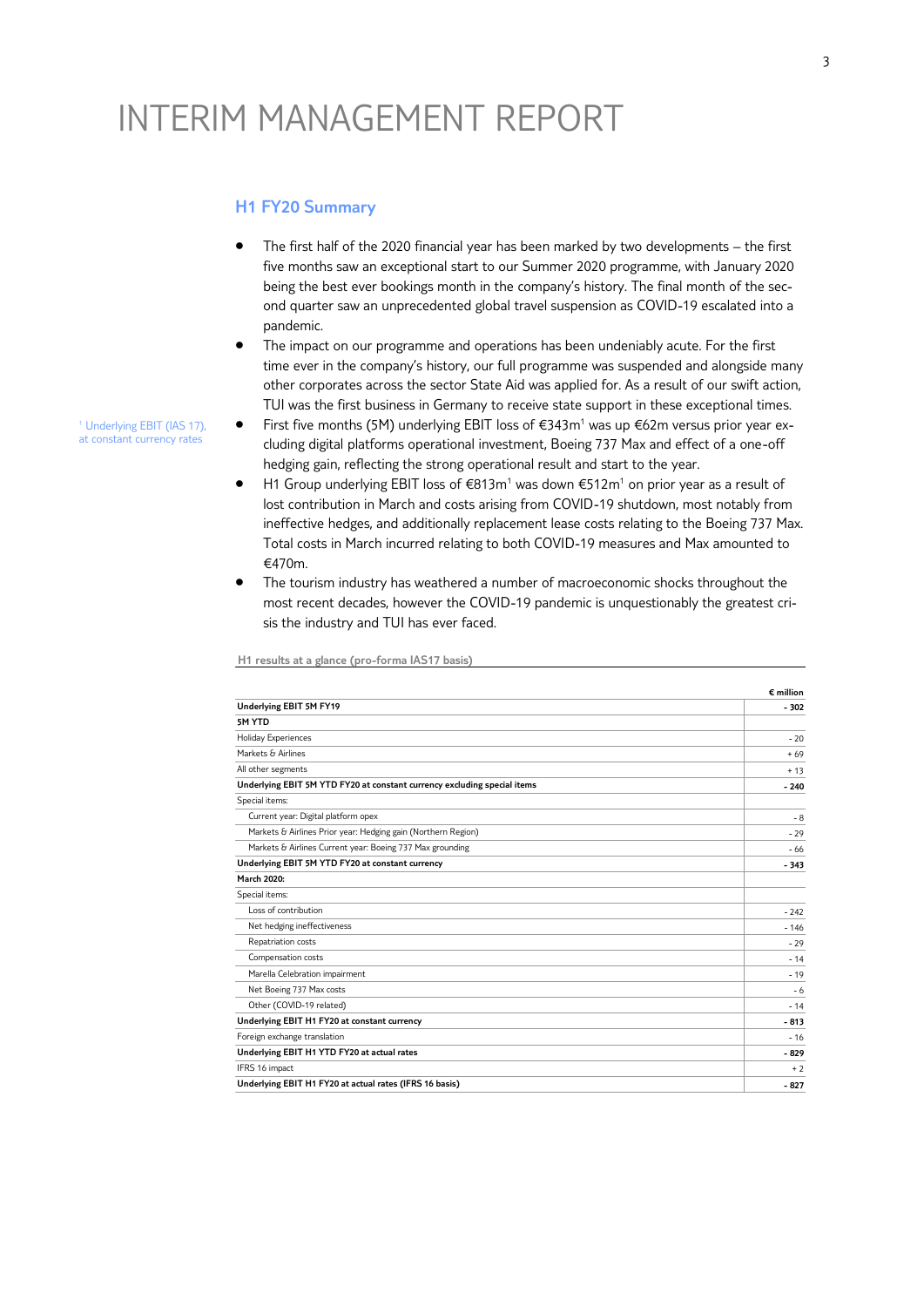# INTERIM MANAGEMENT REPORT

## H1 FY20 Summary

- The first half of the 2020 financial year has been marked by two developments – the first five months saw an exceptional start to our Summer 2020 programme, with January 2020 being the best ever bookings month in the company's history. The final month of the second quarter saw an unprecedented global travel suspension as COVID-19 escalated into a pandemic.
- The impact on our programme and operations has been undeniably acute. For the first time ever in the company's history, our full programme was suspended and alongside many other corporates across the sector State Aid was applied for. As a result of our swift action, TUI was the first business in Germany to receive state support in these exceptional times.
- First five months (5M) underlying EBIT loss of €343m[1] was up €62m versus prior year excluding digital platforms operational investment, Boeing 737 Max and effect of a one-off hedging gain, reflecting the strong operational result and start to the year.
- H1 Group underlying EBIT loss of €813m[1] was down €512m[1] on prior year as a result of lost contribution in March and costs arising from COVID-19 shutdown, most notably from ineffective hedges, and additionally replacement lease costs relating to the Boeing 737 Max. Total costs in March incurred relating to both COVID-19 measures and Max amounted to €470m.
- The tourism industry has weathered a number of macroeconomic shocks throughout the most recent decades, however the COVID-19 pandemic is unquestionably the greatest crisis the industry and TUI has ever faced.

[1] Underlying EBIT (IAS 17), at constant currency rates

**H1 results at a glance (pro-forma IAS17 basis)**

| | € million |
|---|---|
| **Underlying EBIT 5M FY19** | **- 302** |
| **5M YTD** | |
| Holiday Experiences | - 20 |
| Markets & Airlines | + 69 |
| All other segments | + 13 |
| **Underlying EBIT 5M YTD FY20 at constant currency excluding special items** | **- 240** |
| Special items: | |
| Current year: Digital platform opex | - 8 |
| Markets & Airlines Prior year: Hedging gain (Northern Region) | - 29 |
| Markets & Airlines Current year: Boeing 737 Max grounding | - 66 |
| **Underlying EBIT 5M YTD FY20 at constant currency** | **- 343** |
| **March 2020:** | |
| Special items: | |
| Loss of contribution | - 242 |
| Net hedging ineffectiveness | - 146 |
| Repatriation costs | - 29 |
| Compensation costs | - 14 |
| Marella Celebration impairment | - 19 |
| Net Boeing 737 Max costs | - 6 |
| Other (COVID-19 related) | - 14 |
| **Underlying EBIT H1 FY20 at constant currency** | **- 813** |
| Foreign exchange translation | - 16 |
| **Underlying EBIT H1 YTD FY20 at actual rates** | **- 829** |
| IFRS 16 impact | + 2 |
| **Underlying EBIT H1 FY20 at actual rates (IFRS 16 basis)** | **- 827** |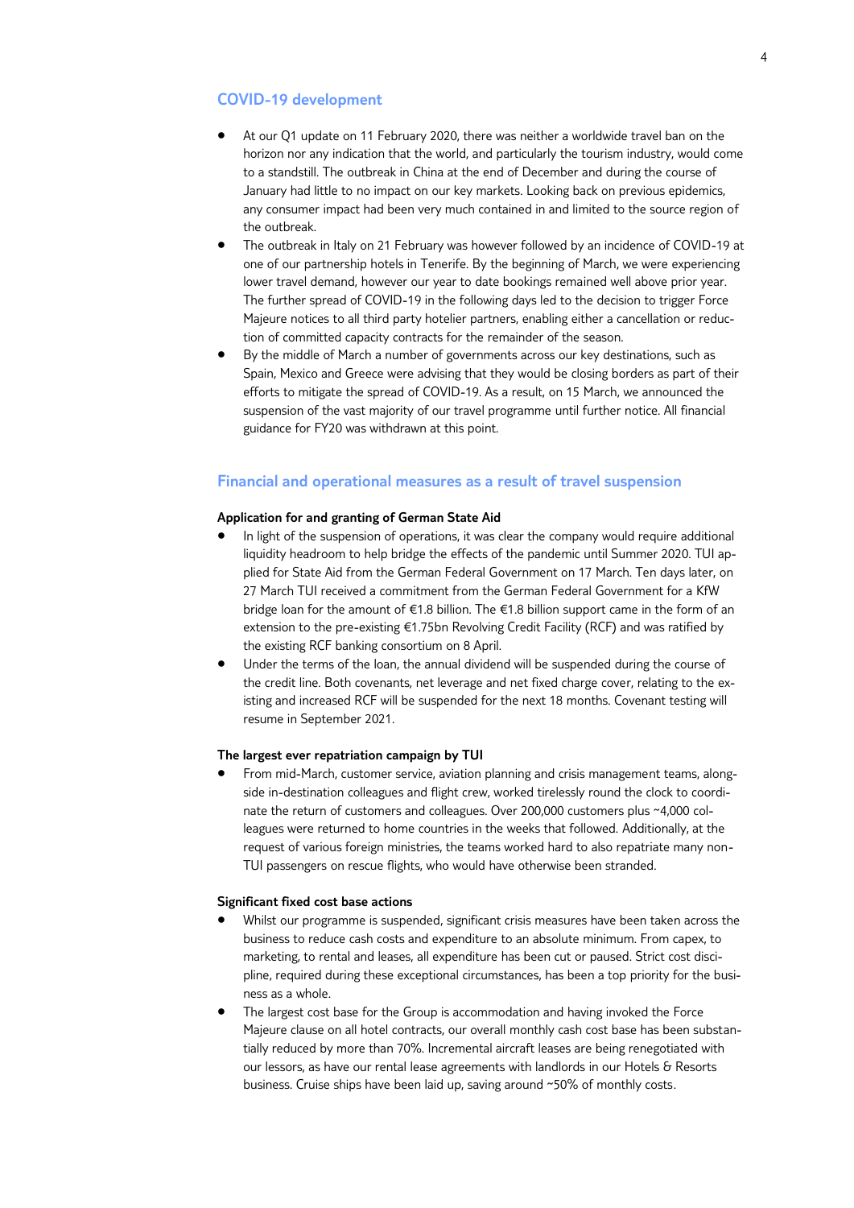## COVID-19 development

- At our Q1 update on 11 February 2020, there was neither a worldwide travel ban on the horizon nor any indication that the world, and particularly the tourism industry, would come to a standstill. The outbreak in China at the end of December and during the course of January had little to no impact on our key markets. Looking back on previous epidemics, any consumer impact had been very much contained in and limited to the source region of the outbreak.
- The outbreak in Italy on 21 February was however followed by an incidence of COVID-19 at one of our partnership hotels in Tenerife. By the beginning of March, we were experiencing lower travel demand, however our year to date bookings remained well above prior year. The further spread of COVID-19 in the following days led to the decision to trigger Force Majeure notices to all third party hotelier partners, enabling either a cancellation or reduction of committed capacity contracts for the remainder of the season.
- By the middle of March a number of governments across our key destinations, such as Spain, Mexico and Greece were advising that they would be closing borders as part of their efforts to mitigate the spread of COVID-19. As a result, on 15 March, we announced the suspension of the vast majority of our travel programme until further notice. All financial guidance for FY20 was withdrawn at this point.

## Financial and operational measures as a result of travel suspension

**Application for and granting of German State Aid**

- In light of the suspension of operations, it was clear the company would require additional liquidity headroom to help bridge the effects of the pandemic until Summer 2020. TUI applied for State Aid from the German Federal Government on 17 March. Ten days later, on 27 March TUI received a commitment from the German Federal Government for a KfW bridge loan for the amount of €1.8 billion. The €1.8 billion support came in the form of an extension to the pre-existing €1.75bn Revolving Credit Facility (RCF) and was ratified by the existing RCF banking consortium on 8 April.
- Under the terms of the loan, the annual dividend will be suspended during the course of the credit line. Both covenants, net leverage and net fixed charge cover, relating to the existing and increased RCF will be suspended for the next 18 months. Covenant testing will resume in September 2021.

**The largest ever repatriation campaign by TUI**

- From mid-March, customer service, aviation planning and crisis management teams, alongside in-destination colleagues and flight crew, worked tirelessly round the clock to coordinate the return of customers and colleagues. Over 200,000 customers plus ~4,000 colleagues were returned to home countries in the weeks that followed. Additionally, at the request of various foreign ministries, the teams worked hard to also repatriate many non-TUI passengers on rescue flights, who would have otherwise been stranded.

**Significant fixed cost base actions**

- Whilst our programme is suspended, significant crisis measures have been taken across the business to reduce cash costs and expenditure to an absolute minimum. From capex, to marketing, to rental and leases, all expenditure has been cut or paused. Strict cost discipline, required during these exceptional circumstances, has been a top priority for the business as a whole.
- The largest cost base for the Group is accommodation and having invoked the Force Majeure clause on all hotel contracts, our overall monthly cash cost base has been substantially reduced by more than 70%. Incremental aircraft leases are being renegotiated with our lessors, as have our rental lease agreements with landlords in our Hotels & Resorts business. Cruise ships have been laid up, saving around ~50% of monthly costs.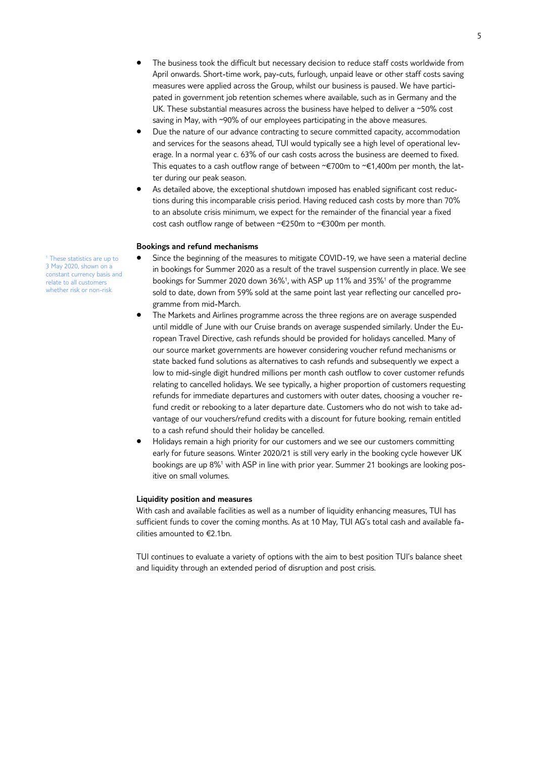- The business took the difficult but necessary decision to reduce staff costs worldwide from April onwards. Short-time work, pay-cuts, furlough, unpaid leave or other staff costs saving measures were applied across the Group, whilst our business is paused. We have participated in government job retention schemes where available, such as in Germany and the UK. These substantial measures across the business have helped to deliver a ~50% cost saving in May, with ~90% of our employees participating in the above measures.
- Due the nature of our advance contracting to secure committed capacity, accommodation and services for the seasons ahead, TUI would typically see a high level of operational leverage. In a normal year c. 63% of our cash costs across the business are deemed to fixed. This equates to a cash outflow range of between ~€700m to ~€1,400m per month, the latter during our peak season.
- As detailed above, the exceptional shutdown imposed has enabled significant cost reductions during this incomparable crisis period. Having reduced cash costs by more than 70% to an absolute crisis minimum, we expect for the remainder of the financial year a fixed cost cash outflow range of between ~€250m to ~€300m per month.

**Bookings and refund mechanisms**

- Since the beginning of the measures to mitigate COVID-19, we have seen a material decline in bookings for Summer 2020 as a result of the travel suspension currently in place. We see bookings for Summer 2020 down 36%[1], with ASP up 11% and 35%[1] of the programme sold to date, down from 59% sold at the same point last year reflecting our cancelled programme from mid-March.
- The Markets and Airlines programme across the three regions are on average suspended until middle of June with our Cruise brands on average suspended similarly. Under the European Travel Directive, cash refunds should be provided for holidays cancelled. Many of our source market governments are however considering voucher refund mechanisms or state backed fund solutions as alternatives to cash refunds and subsequently we expect a low to mid-single digit hundred millions per month cash outflow to cover customer refunds relating to cancelled holidays. We see typically, a higher proportion of customers requesting refunds for immediate departures and customers with outer dates, choosing a voucher refund credit or rebooking to a later departure date. Customers who do not wish to take advantage of our vouchers/refund credits with a discount for future booking, remain entitled to a cash refund should their holiday be cancelled.
- Holidays remain a high priority for our customers and we see our customers committing early for future seasons. Winter 2020/21 is still very early in the booking cycle however UK bookings are up 8%[1] with ASP in line with prior year. Summer 21 bookings are looking positive on small volumes.

[1] These statistics are up to 3 May 2020, shown on a constant currency basis and relate to all customers whether risk or non-risk

**Liquidity position and measures**

With cash and available facilities as well as a number of liquidity enhancing measures, TUI has sufficient funds to cover the coming months. As at 10 May, TUI AG's total cash and available facilities amounted to €2.1bn.

TUI continues to evaluate a variety of options with the aim to best position TUI's balance sheet and liquidity through an extended period of disruption and post crisis.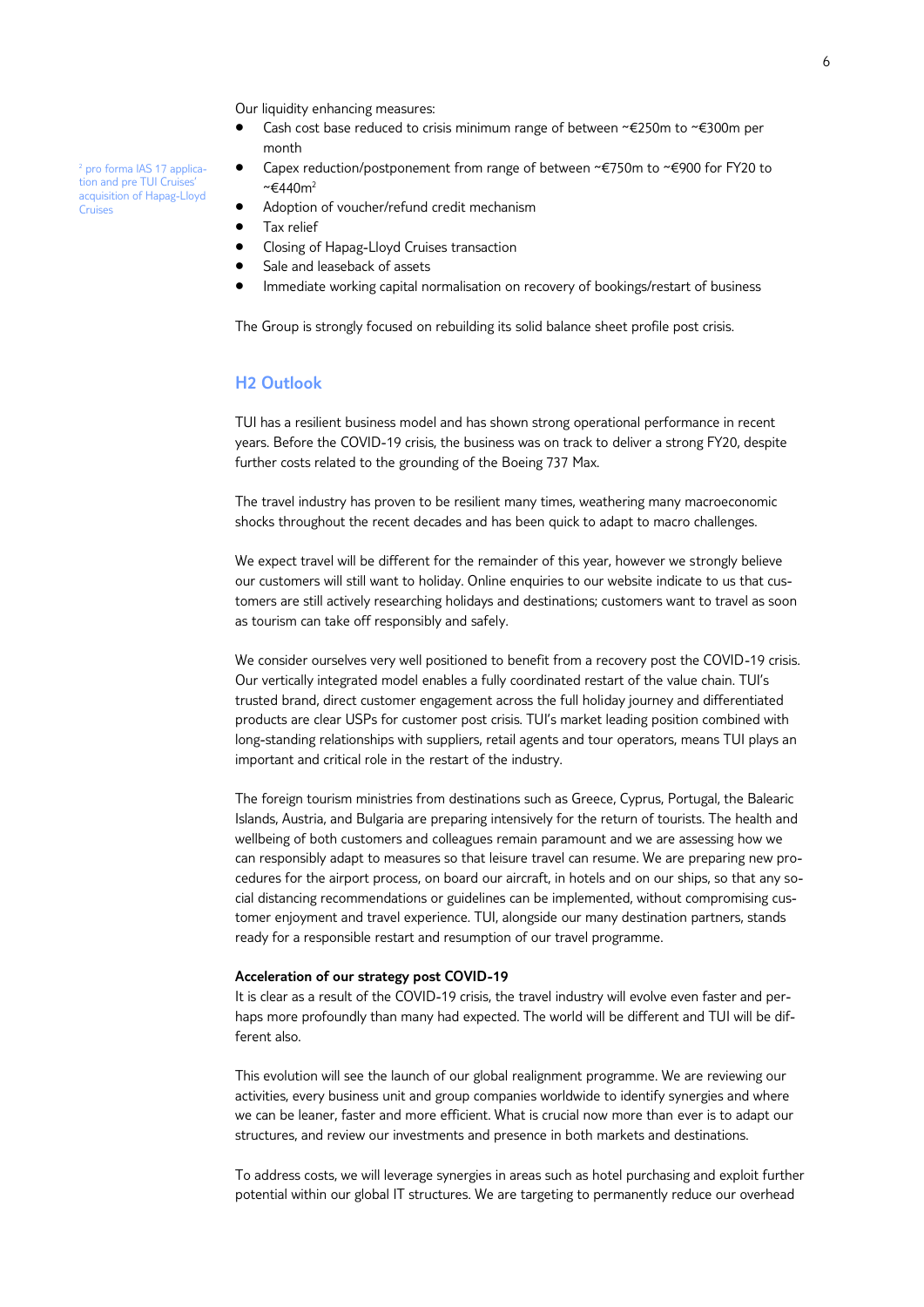Our liquidity enhancing measures:

- Cash cost base reduced to crisis minimum range of between ~€250m to ~€300m per month
- Capex reduction/postponement from range of between ~€750m to ~€900 for FY20 to ~€440m[2]
- Adoption of voucher/refund credit mechanism
- Tax relief
- Closing of Hapag-Lloyd Cruises transaction
- Sale and leaseback of assets
- Immediate working capital normalisation on recovery of bookings/restart of business

[2] pro forma IAS 17 application and pre TUI Cruises' acquisition of Hapag-Lloyd Cruises

The Group is strongly focused on rebuilding its solid balance sheet profile post crisis.

## H2 Outlook

TUI has a resilient business model and has shown strong operational performance in recent years. Before the COVID-19 crisis, the business was on track to deliver a strong FY20, despite further costs related to the grounding of the Boeing 737 Max.

The travel industry has proven to be resilient many times, weathering many macroeconomic shocks throughout the recent decades and has been quick to adapt to macro challenges.

We expect travel will be different for the remainder of this year, however we strongly believe our customers will still want to holiday. Online enquiries to our website indicate to us that customers are still actively researching holidays and destinations; customers want to travel as soon as tourism can take off responsibly and safely.

We consider ourselves very well positioned to benefit from a recovery post the COVID-19 crisis. Our vertically integrated model enables a fully coordinated restart of the value chain. TUI's trusted brand, direct customer engagement across the full holiday journey and differentiated products are clear USPs for customer post crisis. TUI's market leading position combined with long-standing relationships with suppliers, retail agents and tour operators, means TUI plays an important and critical role in the restart of the industry.

The foreign tourism ministries from destinations such as Greece, Cyprus, Portugal, the Balearic Islands, Austria, and Bulgaria are preparing intensively for the return of tourists. The health and wellbeing of both customers and colleagues remain paramount and we are assessing how we can responsibly adapt to measures so that leisure travel can resume. We are preparing new procedures for the airport process, on board our aircraft, in hotels and on our ships, so that any social distancing recommendations or guidelines can be implemented, without compromising customer enjoyment and travel experience. TUI, alongside our many destination partners, stands ready for a responsible restart and resumption of our travel programme.

**Acceleration of our strategy post COVID-19**

It is clear as a result of the COVID-19 crisis, the travel industry will evolve even faster and perhaps more profoundly than many had expected. The world will be different and TUI will be different also.

This evolution will see the launch of our global realignment programme. We are reviewing our activities, every business unit and group companies worldwide to identify synergies and where we can be leaner, faster and more efficient. What is crucial now more than ever is to adapt our structures, and review our investments and presence in both markets and destinations.

To address costs, we will leverage synergies in areas such as hotel purchasing and exploit further potential within our global IT structures. We are targeting to permanently reduce our overhead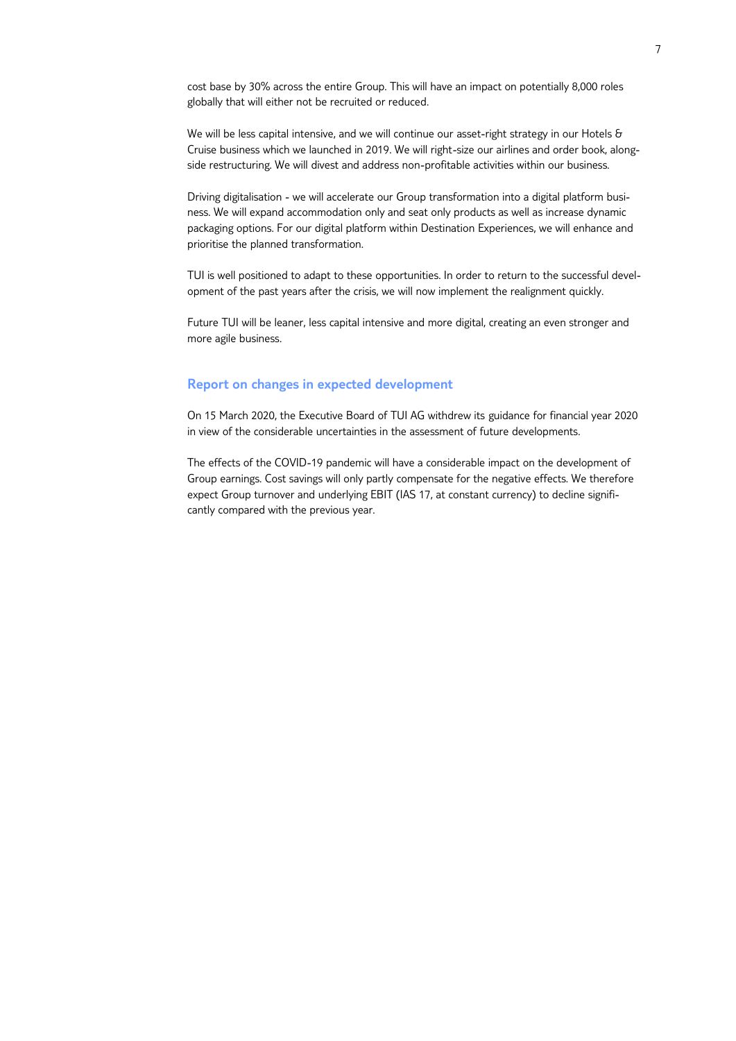cost base by 30% across the entire Group. This will have an impact on potentially 8,000 roles globally that will either not be recruited or reduced.

We will be less capital intensive, and we will continue our asset-right strategy in our Hotels & Cruise business which we launched in 2019. We will right-size our airlines and order book, alongside restructuring. We will divest and address non-profitable activities within our business.

Driving digitalisation - we will accelerate our Group transformation into a digital platform business. We will expand accommodation only and seat only products as well as increase dynamic packaging options. For our digital platform within Destination Experiences, we will enhance and prioritise the planned transformation.

TUI is well positioned to adapt to these opportunities. In order to return to the successful development of the past years after the crisis, we will now implement the realignment quickly.

Future TUI will be leaner, less capital intensive and more digital, creating an even stronger and more agile business.

## Report on changes in expected development

On 15 March 2020, the Executive Board of TUI AG withdrew its guidance for financial year 2020 in view of the considerable uncertainties in the assessment of future developments.

The effects of the COVID-19 pandemic will have a considerable impact on the development of Group earnings. Cost savings will only partly compensate for the negative effects. We therefore expect Group turnover and underlying EBIT (IAS 17, at constant currency) to decline significantly compared with the previous year.